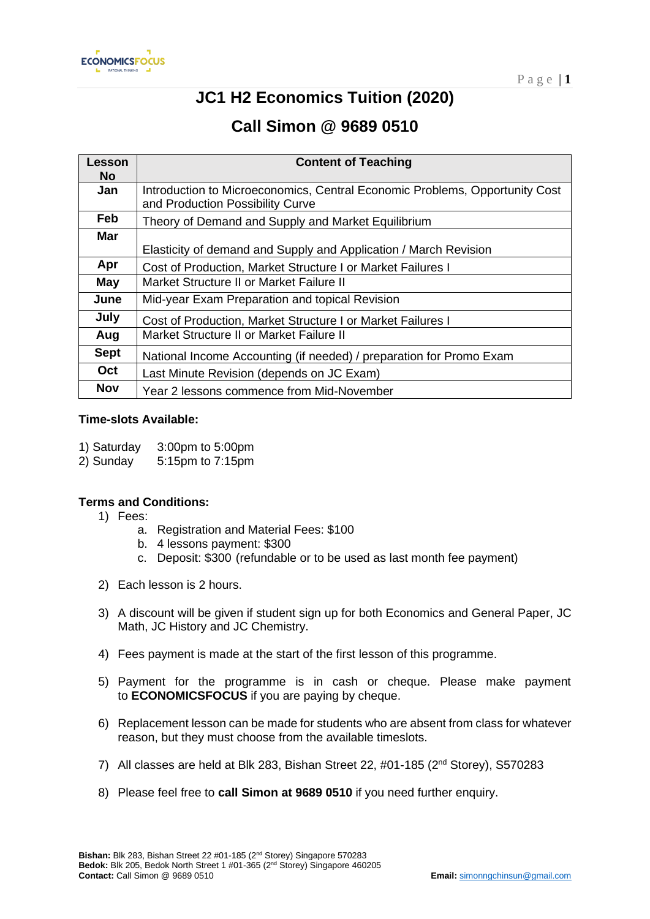# JC1 H2 Economics Tuition (2020)

## Call Simon @ 9689 0510

| Lesson No | Content of Teaching |
|---|---|
| Jan | Introduction to Microeconomics, Central Economic Problems, Opportunity Cost and Production Possibility Curve |
| Feb | Theory of Demand and Supply and Market Equilibrium |
| Mar | Elasticity of demand and Supply and Application / March Revision |
| Apr | Cost of Production, Market Structure I or Market Failures I |
| May | Market Structure II or Market Failure II |
| June | Mid-year Exam Preparation and topical Revision |
| July | Cost of Production, Market Structure I or Market Failures I |
| Aug | Market Structure II or Market Failure II |
| Sept | National Income Accounting (if needed) / preparation for Promo Exam |
| Oct | Last Minute Revision (depends on JC Exam) |
| Nov | Year 2 lessons commence from Mid-November |

**Time-slots Available:**

1) Saturday 3:00pm to 5:00pm
2) Sunday 5:15pm to 7:15pm

**Terms and Conditions:**

1) Fees:
   a. Registration and Material Fees: $100
   b. 4 lessons payment: $300
   c. Deposit: $300 (refundable or to be used as last month fee payment)

2) Each lesson is 2 hours.

3) A discount will be given if student sign up for both Economics and General Paper, JC Math, JC History and JC Chemistry.

4) Fees payment is made at the start of the first lesson of this programme.

5) Payment for the programme is in cash or cheque. Please make payment to **ECONOMICSFOCUS** if you are paying by cheque.

6) Replacement lesson can be made for students who are absent from class for whatever reason, but they must choose from the available timeslots.

7) All classes are held at Blk 283, Bishan Street 22, #01-185 (2nd Storey), S570283

8) Please feel free to **call Simon at 9689 0510** if you need further enquiry.

**Bishan:** Blk 283, Bishan Street 22 #01-185 (2nd Storey) Singapore 570283
**Bedok:** Blk 205, Bedok North Street 1 #01-365 (2nd Storey) Singapore 460205
**Contact:** Call Simon @ 9689 0510 **Email:** simonngchinsun@gmail.com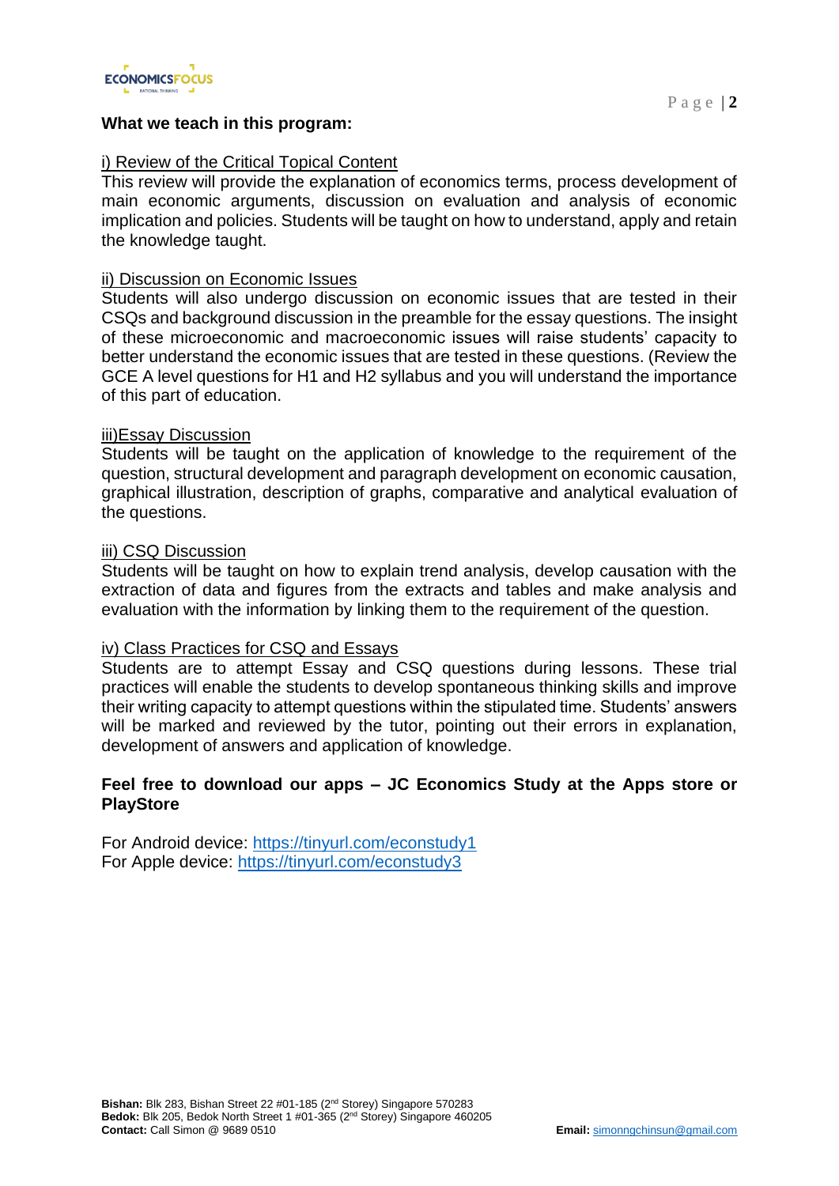**What we teach in this program:**

i) Review of the Critical Topical Content

This review will provide the explanation of economics terms, process development of main economic arguments, discussion on evaluation and analysis of economic implication and policies. Students will be taught on how to understand, apply and retain the knowledge taught.

ii) Discussion on Economic Issues

Students will also undergo discussion on economic issues that are tested in their CSQs and background discussion in the preamble for the essay questions. The insight of these microeconomic and macroeconomic issues will raise students' capacity to better understand the economic issues that are tested in these questions. (Review the GCE A level questions for H1 and H2 syllabus and you will understand the importance of this part of education.

iii)Essay Discussion

Students will be taught on the application of knowledge to the requirement of the question, structural development and paragraph development on economic causation, graphical illustration, description of graphs, comparative and analytical evaluation of the questions.

iii) CSQ Discussion

Students will be taught on how to explain trend analysis, develop causation with the extraction of data and figures from the extracts and tables and make analysis and evaluation with the information by linking them to the requirement of the question.

iv) Class Practices for CSQ and Essays

Students are to attempt Essay and CSQ questions during lessons. These trial practices will enable the students to develop spontaneous thinking skills and improve their writing capacity to attempt questions within the stipulated time. Students' answers will be marked and reviewed by the tutor, pointing out their errors in explanation, development of answers and application of knowledge.

**Feel free to download our apps – JC Economics Study at the Apps store or PlayStore**

For Android device: https://tinyurl.com/econstudy1
For Apple device: https://tinyurl.com/econstudy3